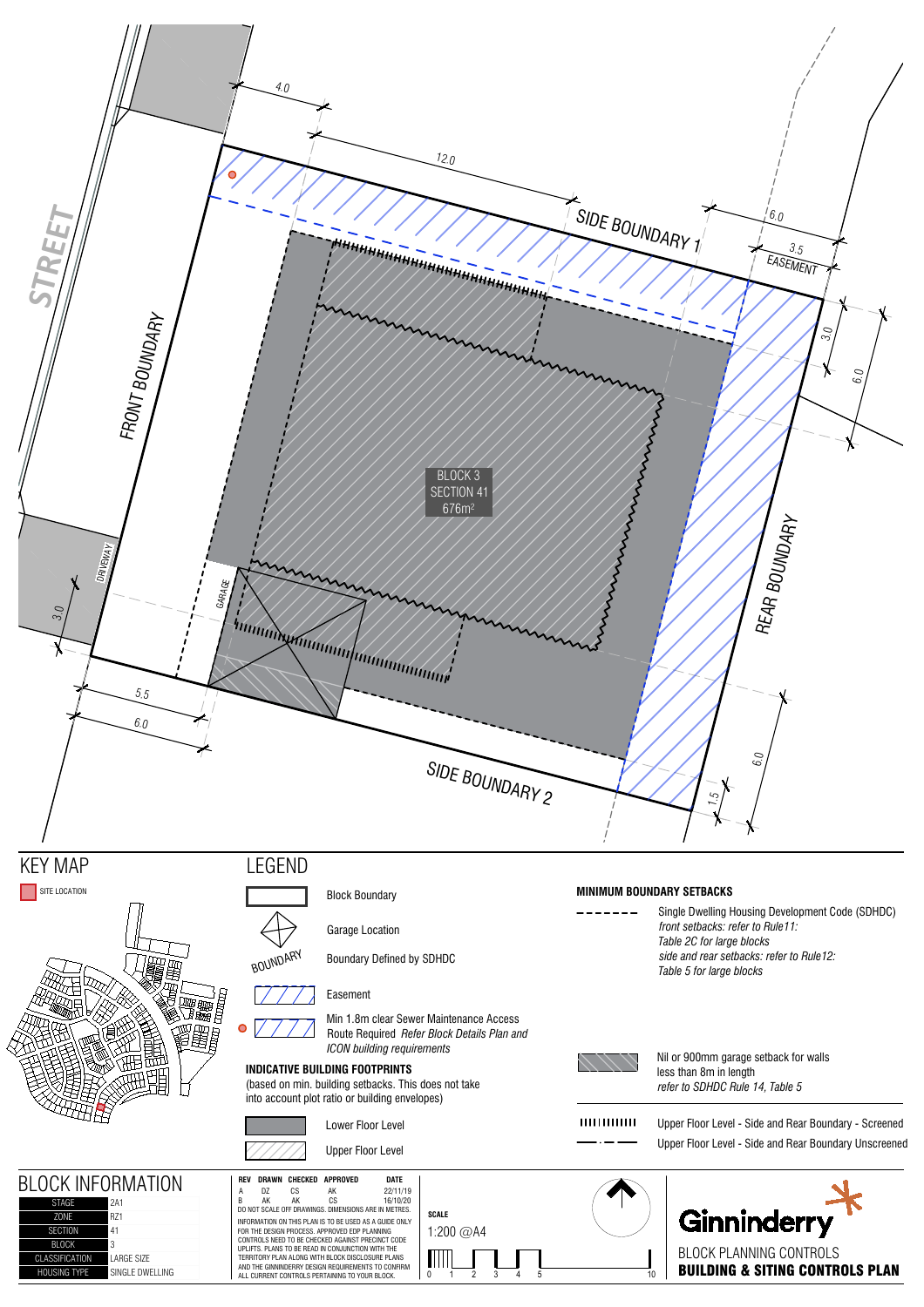STREET

FRONT BOUNDARY

SIDE BOUNDARY 1

SIDE BOUNDARY 2

REAR BOUNDARY

DRIVEWAY

GARAGE

EASEMENT

BLOCK 3
SECTION 41
676m²

4.0 · 12.0 · 6.0 · 3.5 · 3.0 · 6.0 · 6.0 · 1.5 · 5.5 · 6.0 · 3.0

## KEY MAP

SITE LOCATION

## LEGEND

- Block Boundary
- Garage Location
- Boundary Defined by SDHDC
- Easement
- Min 1.8m clear Sewer Maintenance Access Route Required *Refer Block Details Plan and ICON building requirements*

**INDICATIVE BUILDING FOOTPRINTS**
(based on min. building setbacks. This does not take into account plot ratio or building envelopes)

- Lower Floor Level
- Upper Floor Level

**MINIMUM BOUNDARY SETBACKS**

- Single Dwelling Housing Development Code (SDHDC)
  *front setbacks: refer to Rule11: Table 2C for large blocks*
  *side and rear setbacks: refer to Rule12: Table 5 for large blocks*
- Nil or 900mm garage setback for walls less than 8m in length
  *refer to SDHDC Rule 14, Table 5*
- Upper Floor Level - Side and Rear Boundary - Screened
- Upper Floor Level - Side and Rear Boundary Unscreened

## BLOCK INFORMATION

| | |
|---|---|
| STAGE | 2A1 |
| ZONE | RZ1 |
| SECTION | 41 |
| BLOCK | 3 |
| CLASSIFICATION | LARGE SIZE |
| HOUSING TYPE | SINGLE DWELLING |

| REV | DRAWN | CHECKED | APPROVED | DATE |
|---|---|---|---|---|
| A | DZ | CS | AK | 22/11/19 |
| B | AK | AK | CS | 16/10/20 |

DO NOT SCALE OFF DRAWINGS. DIMENSIONS ARE IN METRES.

INFORMATION ON THIS PLAN IS TO BE USED AS A GUIDE ONLY FOR THE DESIGN PROCESS. APPROVED EDP PLANNING CONTROLS NEED TO BE CHECKED AGAINST PRECINCT CODE UPLIFTS. PLANS TO BE READ IN CONJUNCTION WITH THE TERRITORY PLAN ALONG WITH BLOCK DISCLOSURE PLANS AND THE GINNINDERRY DESIGN REQUIREMENTS TO CONFIRM ALL CURRENT CONTROLS PERTAINING TO YOUR BLOCK.

**SCALE**
1:200 @A4

0 1 2 3 4 5 10

Ginninderry

BLOCK PLANNING CONTROLS
**BUILDING & SITING CONTROLS PLAN**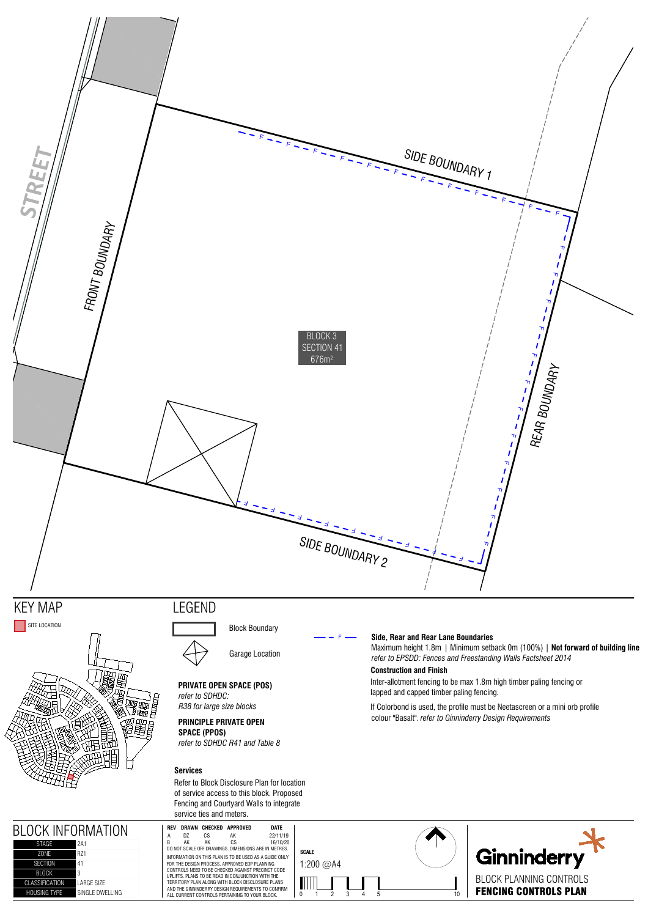STREET

FRONT BOUNDARY

SIDE BOUNDARY 1

SIDE BOUNDARY 2

REAR BOUNDARY

BLOCK 3
SECTION 41
676m²

## KEY MAP

SITE LOCATION

## LEGEND

Block Boundary

Garage Location

**PRIVATE OPEN SPACE (POS)**
*refer to SDHDC:*
*R38 for large size blocks*

**PRINCIPLE PRIVATE OPEN SPACE (PPOS)**
*refer to SDHDC R41 and Table 8*

**Services**

Refer to Block Disclosure Plan for location of service access to this block. Proposed Fencing and Courtyard Walls to integrate service ties and meters.

**Side, Rear and Rear Lane Boundaries**

Maximum height 1.8m | Minimum setback 0m (100%) | **Not forward of building line**
*refer to EPSDD: Fences and Freestanding Walls Factsheet 2014*

**Construction and Finish**

Inter-allotment fencing to be max 1.8m high timber paling fencing or lapped and capped timber paling fencing.

If Colorbond is used, the profile must be Neetascreen or a mini orb profile colour "Basalt". *refer to Ginninderry Design Requirements*

## BLOCK INFORMATION

| | |
|---|---|
| STAGE | 2A1 |
| ZONE | RZ1 |
| SECTION | 41 |
| BLOCK | 3 |
| CLASSIFICATION | LARGE SIZE |
| HOUSING TYPE | SINGLE DWELLING |

| REV | DRAWN | CHECKED | APPROVED | DATE |
|---|---|---|---|---|
| A | DZ | CS | AK | 22/11/19 |
| B | AK | AK | CS | 16/10/20 |

DO NOT SCALE OFF DRAWINGS. DIMENSIONS ARE IN METRES.

INFORMATION ON THIS PLAN IS TO BE USED AS A GUIDE ONLY FOR THE DESIGN PROCESS. APPROVED EDP PLANNING CONTROLS NEED TO BE CHECKED AGAINST PRECINCT CODE UPLIFTS. PLANS TO BE READ IN CONJUNCTION WITH THE TERRITORY PLAN ALONG WITH BLOCK DISCLOSURE PLANS AND THE GINNINDERRY DESIGN REQUIREMENTS TO CONFIRM ALL CURRENT CONTROLS PERTAINING TO YOUR BLOCK.

**SCALE**
1:200 @A4
0 1 2 3 4 5 10

Ginninderry

BLOCK PLANNING CONTROLS
**FENCING CONTROLS PLAN**